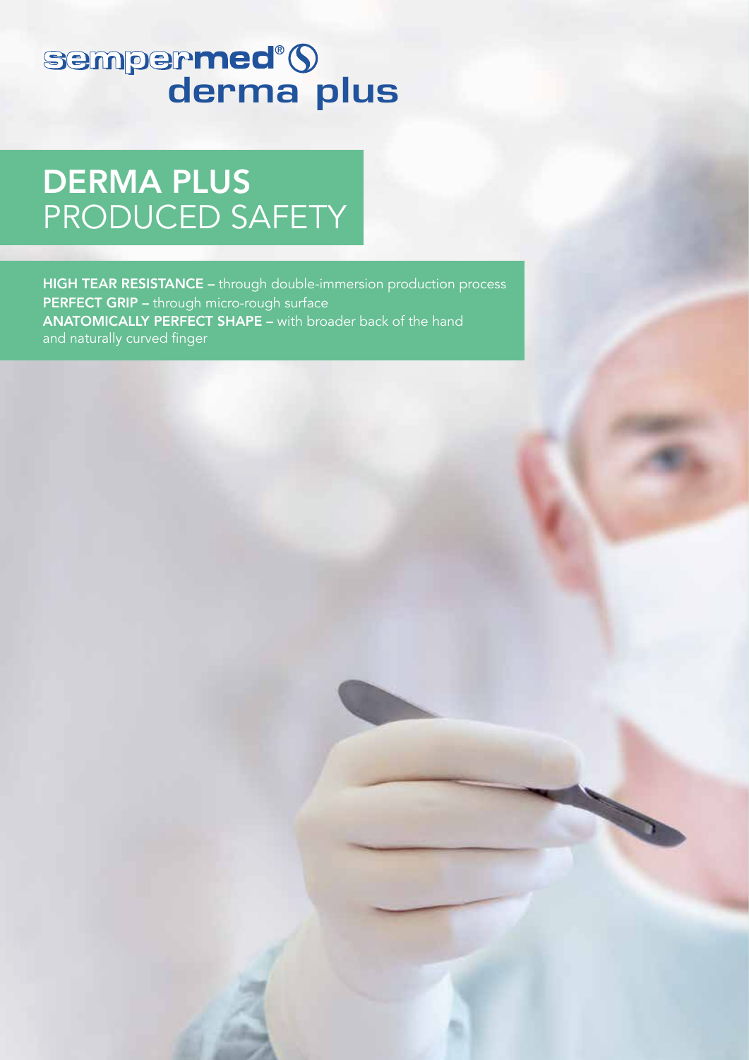sempermed® derma plus

# DERMA PLUS PRODUCED SAFETY

**HIGH TEAR RESISTANCE** – through double-immersion production process
**PERFECT GRIP** – through micro-rough surface
**ANATOMICALLY PERFECT SHAPE** – with broader back of the hand and naturally curved finger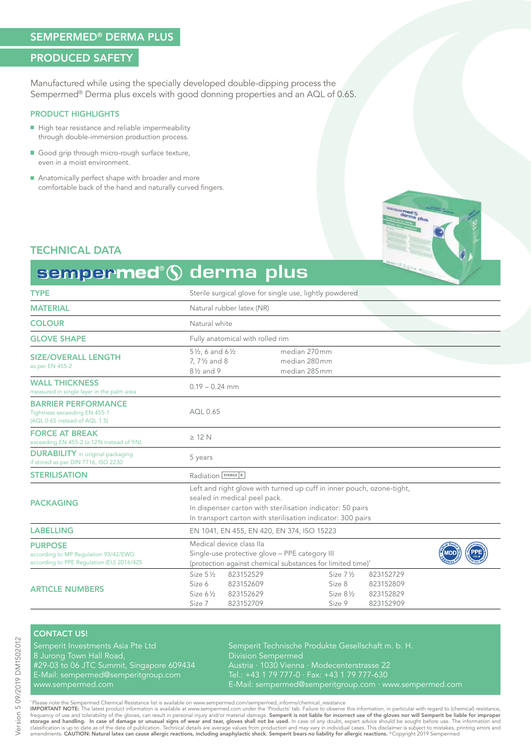# SEMPERMED® DERMA PLUS

## PRODUCED SAFETY

Manufactured while using the specially developed double-dipping process the Sempermed® Derma plus excels with good donning properties and an AQL of 0.65.

### PRODUCT HIGHLIGHTS

- High tear resistance and reliable impermeability through double-immersion production process.
- Good grip through micro-rough surface texture, even in a moist environment.
- Anatomically perfect shape with broader and more comfortable back of the hand and naturally curved fingers.

## TECHNICAL DATA

### sempermed® derma plus

| | |
|---|---|
| **TYPE** | Sterile surgical glove for single use, lightly powdered |
| **MATERIAL** | Natural rubber latex (NR) |
| **COLOUR** | Natural white |
| **GLOVE SHAPE** | Fully anatomical with rolled rim |
| **SIZE/OVERALL LENGTH** as per EN 455-2 | 5½, 6 and 6½ median 270 mm<br>7, 7½ and 8 median 280 mm<br>8½ and 9 median 285 mm |
| **WALL THICKNESS** measured in single layer in the palm area | 0.19 – 0.24 mm |
| **BARRIER PERFORMANCE** Tightness exceeding EN 455-1 (AQL 0.65 instead of AQL 1.5) | AQL 0.65 |
| **FORCE AT BREAK** exceeding EN 455-2 (≥ 12 N instead of 9 N) | ≥ 12 N |
| **DURABILITY** in original packaging if stored as per DIN 7716, ISO 2230 | 5 years |
| **STERILISATION** | Radiation STERILE R |
| **PACKAGING** | Left and right glove with turned up cuff in inner pouch, ozone-tight, sealed in medical peel pack.<br>In dispenser carton with sterilisation indicator: 50 pairs<br>In transport carton with sterilisation indicator: 300 pairs |
| **LABELLING** | EN 1041, EN 455, EN 420, EN 374, ISO 15223 |
| **PURPOSE** according to MP Regulation 93/42/EWG according to PPE Regulation (EU) 2016/425 | Medical device class IIa<br>Single-use protective glove – PPE category III<br>(protection against chemical substances for limited time)* |
| **ARTICLE NUMBERS** | Size 5½ 823152529<br>Size 6 823152609<br>Size 6½ 823152629<br>Size 7 823152709<br>Size 7½ 823152729<br>Size 8 823152809<br>Size 8½ 823152829<br>Size 9 823152909 |

### CONTACT US!

Semperit Investments Asia Pte Ltd
8 Jurong Town Hall Road,
#29-03 to 06 JTC Summit, Singapore 609434
E-Mail: sempermed@semperitgroup.com
www.sempermed.com

Semperit Technische Produkte Gesellschaft m. b. H.
Division Sempermed
Austria · 1030 Vienna · Modecenterstrasse 22
Tel.: +43 1 79 777-0 · Fax: +43 1 79 777-630
E-Mail: sempermed@semperitgroup.com · www.sempermed.com

*Please note the Sempermed Chemical Resistance list is available on www.sempermed.com/sempermed_informs/chemical_resistance
**IMPORTANT NOTE:** The latest product information is available at www.sempermed.com under the 'Products' tab. Failure to observe this information, in particular with regard to (chemical) resistance, frequency of use and tolerability of the gloves, can result in personal injury and/or material damage. **Semperit is not liable for incorrect use of the gloves nor will Semperit be liable for improper storage and handling. In case of damage or unusual signs of wear and tear, gloves shall not be used.** In case of any doubt, expert advice should be sought before use. The information and classification is up to date as of the date of publication. Technical details are average values from production and may vary in individual cases. This disclaimer is subject to mistakes, printing errors and amendments. **CAUTION: Natural latex can cause allergic reactions, including anaphylactic shock. Semperit bears no liability for allergic reactions.** ©Copyright 2019 Sempermed

Version 5 09/2019 DM1502012